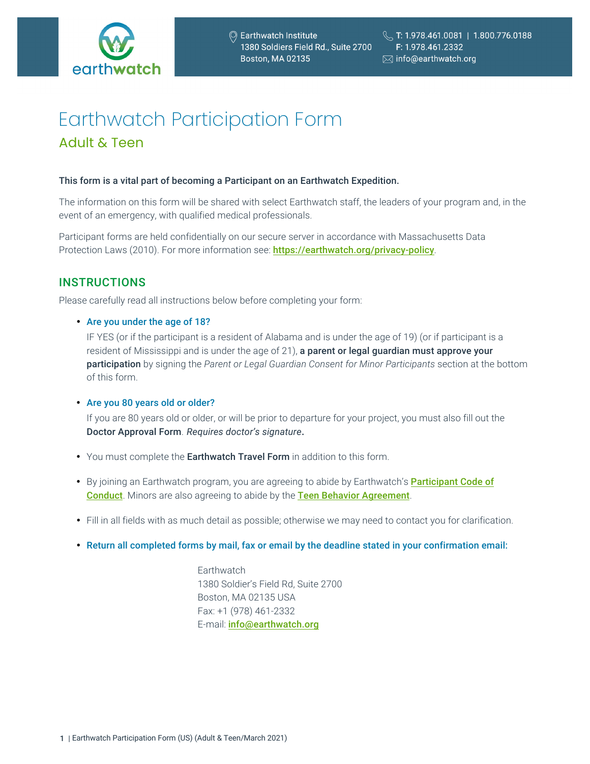earthwatch

Earthwatch Institute
1380 Soldiers Field Rd., Suite 2700
Boston, MA 02135

T: 1.978.461.0081 | 1.800.776.0188
F: 1.978.461.2332
info@earthwatch.org

# Earthwatch Participation Form

## Adult & Teen

**This form is a vital part of becoming a Participant on an Earthwatch Expedition.**

The information on this form will be shared with select Earthwatch staff, the leaders of your program and, in the event of an emergency, with qualified medical professionals.

Participant forms are held confidentially on our secure server in accordance with Massachusetts Data Protection Laws (2010). For more information see: https://earthwatch.org/privacy-policy.

## INSTRUCTIONS

Please carefully read all instructions below before completing your form:

- **Are you under the age of 18?**
  IF YES (or if the participant is a resident of Alabama and is under the age of 19) (or if participant is a resident of Mississippi and is under the age of 21), **a parent or legal guardian must approve your participation** by signing the *Parent or Legal Guardian Consent for Minor Participants* section at the bottom of this form.

- **Are you 80 years old or older?**
  If you are 80 years old or older, or will be prior to departure for your project, you must also fill out the **Doctor Approval Form**. *Requires doctor's signature*.

- You must complete the **Earthwatch Travel Form** in addition to this form.

- By joining an Earthwatch program, you are agreeing to abide by Earthwatch's Participant Code of Conduct. Minors are also agreeing to abide by the Teen Behavior Agreement.

- Fill in all fields with as much detail as possible; otherwise we may need to contact you for clarification.

- **Return all completed forms by mail, fax or email by the deadline stated in your confirmation email:**

  Earthwatch
  1380 Soldier's Field Rd, Suite 2700
  Boston, MA 02135 USA
  Fax: +1 (978) 461-2332
  E-mail: info@earthwatch.org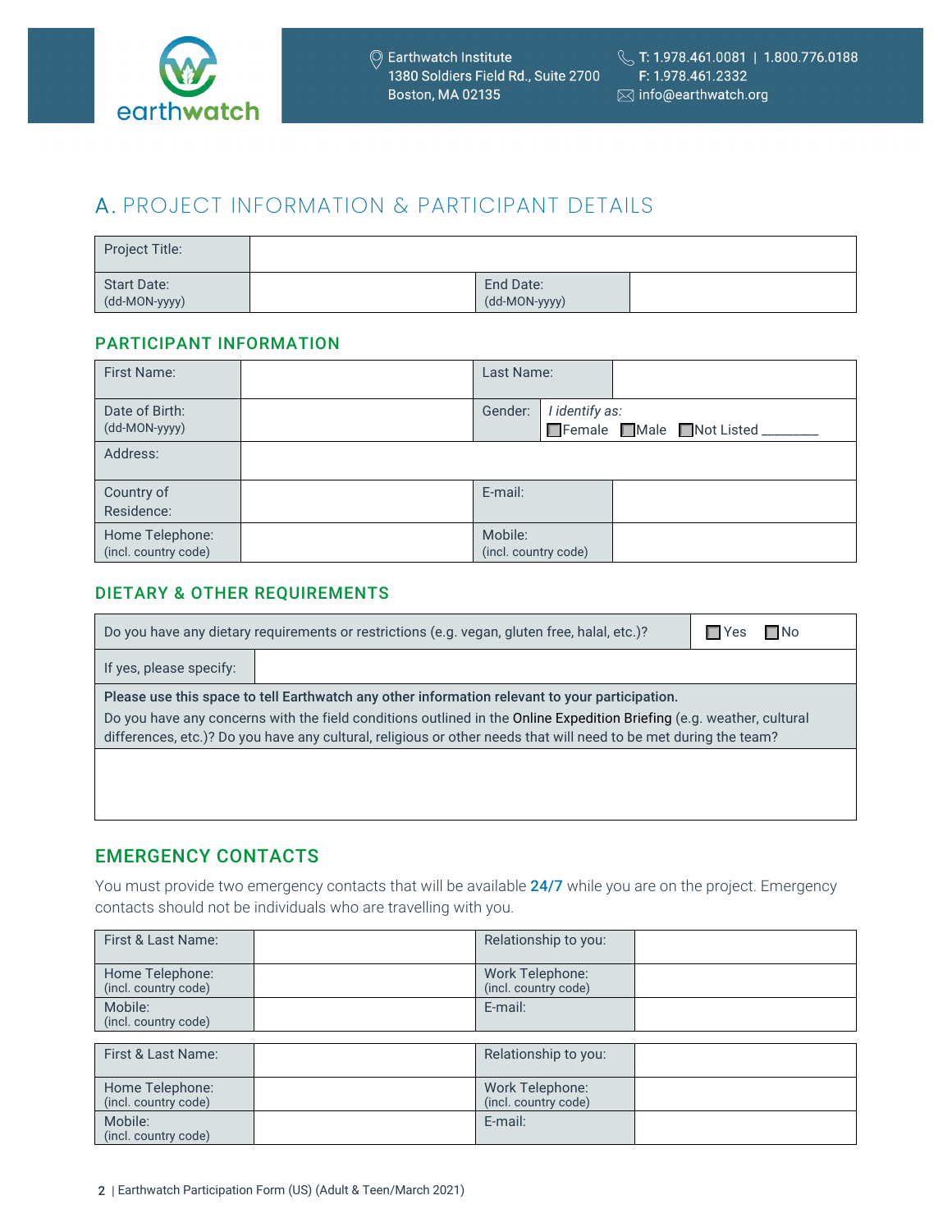Earthwatch Institute
1380 Soldiers Field Rd., Suite 2700
Boston, MA 02135

T: 1.978.461.0081 | 1.800.776.0188
F: 1.978.461.2332
info@earthwatch.org

## A. PROJECT INFORMATION & PARTICIPANT DETAILS

| Project Title: | | | |
|---|---|---|---|
| Start Date: (dd-MON-yyyy) | | End Date: (dd-MON-yyyy) | |

### PARTICIPANT INFORMATION

| First Name: | | Last Name: | |
|---|---|---|---|
| Date of Birth: (dd-MON-yyyy) | | Gender: | *I identify as:* ☐Female ☐Male ☐Not Listed ________ |
| Address: | | | |
| Country of Residence: | | E-mail: | |
| Home Telephone: (incl. country code) | | Mobile: (incl. country code) | |

### DIETARY & OTHER REQUIREMENTS

| Do you have any dietary requirements or restrictions (e.g. vegan, gluten free, halal, etc.)? | ☐Yes ☐No |
|---|---|
| If yes, please specify: | |

**Please use this space to tell Earthwatch any other information relevant to your participation.**
Do you have any concerns with the field conditions outlined in the Online Expedition Briefing (e.g. weather, cultural differences, etc.)? Do you have any cultural, religious or other needs that will need to be met during the team?

### EMERGENCY CONTACTS

You must provide two emergency contacts that will be available **24/7** while you are on the project. Emergency contacts should not be individuals who are travelling with you.

| First & Last Name: | | Relationship to you: | |
|---|---|---|---|
| Home Telephone: (incl. country code) | | Work Telephone: (incl. country code) | |
| Mobile: (incl. country code) | | E-mail: | |

| First & Last Name: | | Relationship to you: | |
|---|---|---|---|
| Home Telephone: (incl. country code) | | Work Telephone: (incl. country code) | |
| Mobile: (incl. country code) | | E-mail: | |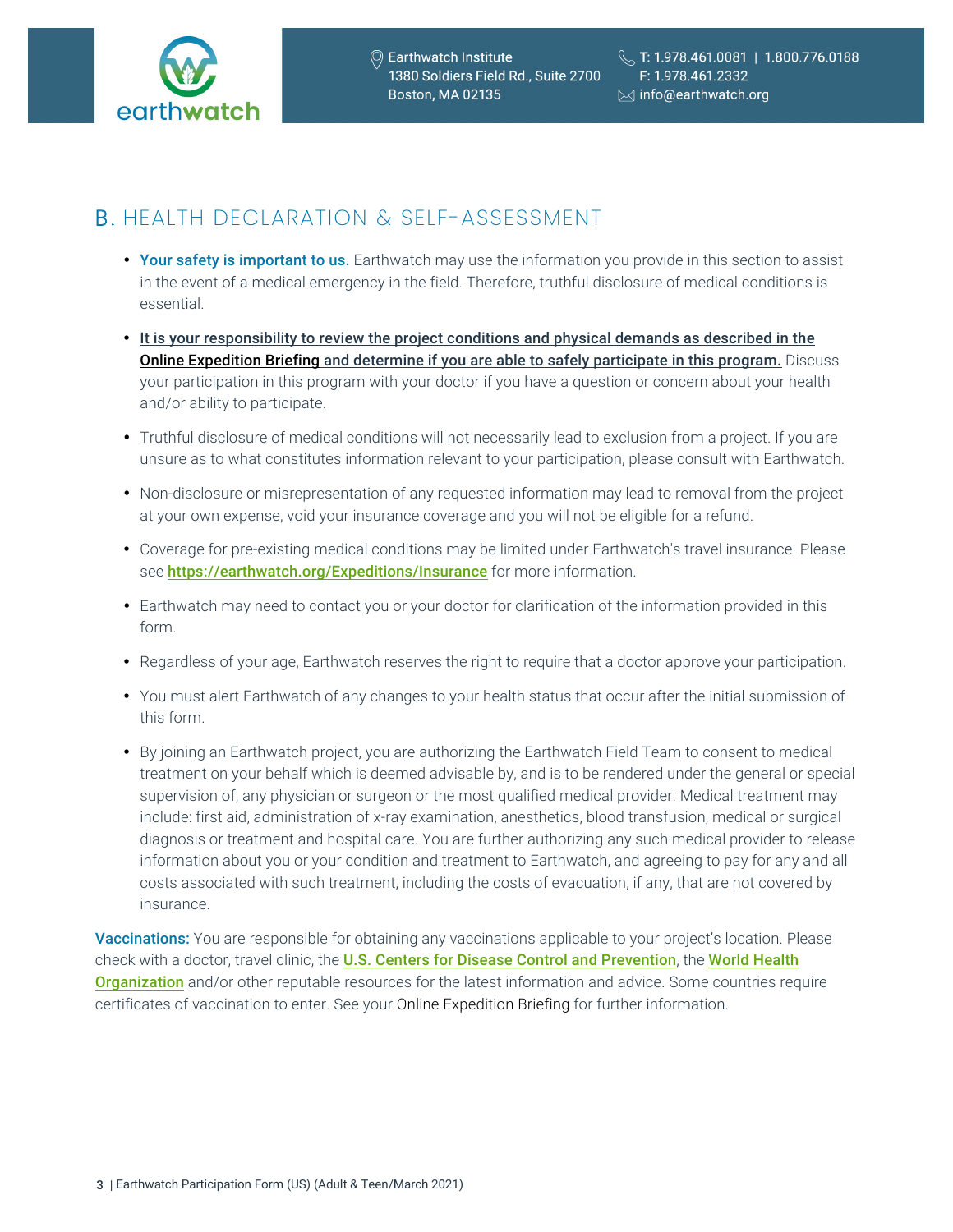## B. HEALTH DECLARATION & SELF-ASSESSMENT

- **Your safety is important to us.** Earthwatch may use the information you provide in this section to assist in the event of a medical emergency in the field. Therefore, truthful disclosure of medical conditions is essential.
- It is your responsibility to review the project conditions and physical demands as described in the Online Expedition Briefing and determine if you are able to safely participate in this program. Discuss your participation in this program with your doctor if you have a question or concern about your health and/or ability to participate.
- Truthful disclosure of medical conditions will not necessarily lead to exclusion from a project. If you are unsure as to what constitutes information relevant to your participation, please consult with Earthwatch.
- Non-disclosure or misrepresentation of any requested information may lead to removal from the project at your own expense, void your insurance coverage and you will not be eligible for a refund.
- Coverage for pre-existing medical conditions may be limited under Earthwatch's travel insurance. Please see https://earthwatch.org/Expeditions/Insurance for more information.
- Earthwatch may need to contact you or your doctor for clarification of the information provided in this form.
- Regardless of your age, Earthwatch reserves the right to require that a doctor approve your participation.
- You must alert Earthwatch of any changes to your health status that occur after the initial submission of this form.
- By joining an Earthwatch project, you are authorizing the Earthwatch Field Team to consent to medical treatment on your behalf which is deemed advisable by, and is to be rendered under the general or special supervision of, any physician or surgeon or the most qualified medical provider. Medical treatment may include: first aid, administration of x-ray examination, anesthetics, blood transfusion, medical or surgical diagnosis or treatment and hospital care. You are further authorizing any such medical provider to release information about you or your condition and treatment to Earthwatch, and agreeing to pay for any and all costs associated with such treatment, including the costs of evacuation, if any, that are not covered by insurance.

**Vaccinations:** You are responsible for obtaining any vaccinations applicable to your project's location. Please check with a doctor, travel clinic, the U.S. Centers for Disease Control and Prevention, the World Health Organization and/or other reputable resources for the latest information and advice. Some countries require certificates of vaccination to enter. See your Online Expedition Briefing for further information.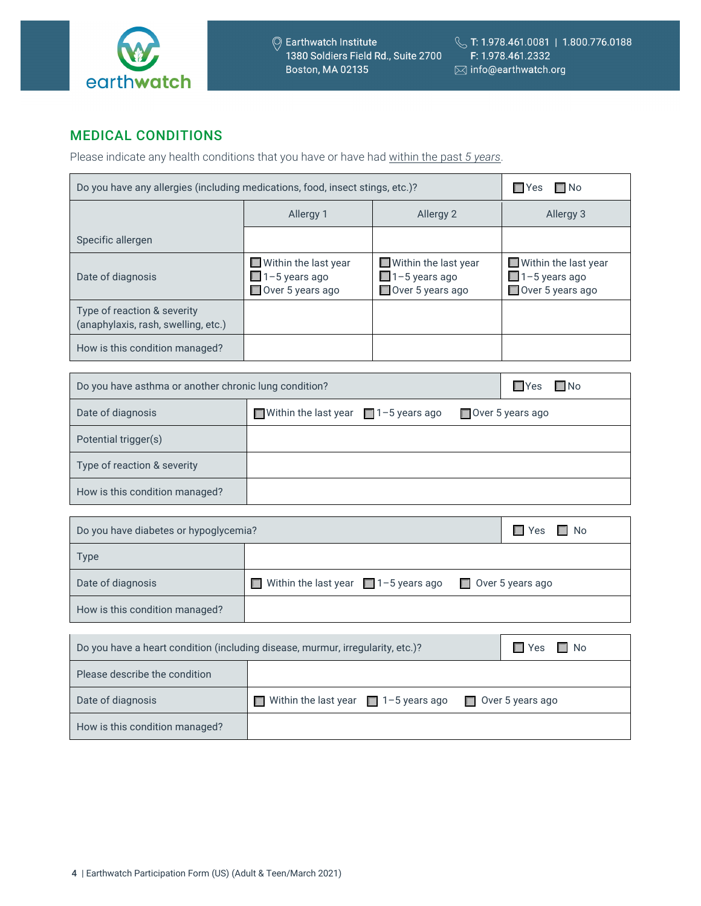## MEDICAL CONDITIONS

Please indicate any health conditions that you have or have had within the past *5 years*.

| Do you have any allergies (including medications, food, insect stings, etc.)? | | | ☐ Yes ☐ No |
|---|---|---|---|
| | Allergy 1 | Allergy 2 | Allergy 3 |
| Specific allergen | | | |
| Date of diagnosis | ☐ Within the last year<br>☐ 1–5 years ago<br>☐ Over 5 years ago | ☐ Within the last year<br>☐ 1–5 years ago<br>☐ Over 5 years ago | ☐ Within the last year<br>☐ 1–5 years ago<br>☐ Over 5 years ago |
| Type of reaction & severity (anaphylaxis, rash, swelling, etc.) | | | |
| How is this condition managed? | | | |

| Do you have asthma or another chronic lung condition? | ☐ Yes ☐ No |
|---|---|
| Date of diagnosis | ☐ Within the last year ☐ 1–5 years ago ☐ Over 5 years ago |
| Potential trigger(s) | |
| Type of reaction & severity | |
| How is this condition managed? | |

| Do you have diabetes or hypoglycemia? | ☐ Yes ☐ No |
|---|---|
| Type | |
| Date of diagnosis | ☐ Within the last year ☐ 1–5 years ago ☐ Over 5 years ago |
| How is this condition managed? | |

| Do you have a heart condition (including disease, murmur, irregularity, etc.)? | ☐ Yes ☐ No |
|---|---|
| Please describe the condition | |
| Date of diagnosis | ☐ Within the last year ☐ 1–5 years ago ☐ Over 5 years ago |
| How is this condition managed? | |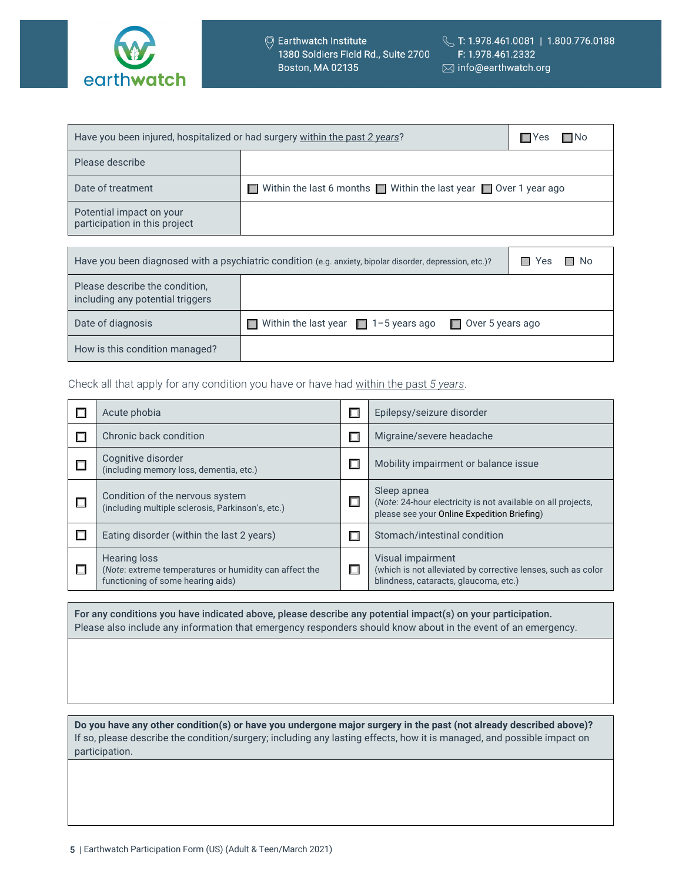| Have you been injured, hospitalized or had surgery <u>within the past *2 years*</u>? | ☐ Yes ☐ No |
|---|---|
| Please describe | |
| Date of treatment | ☐ Within the last 6 months ☐ Within the last year ☐ Over 1 year ago |
| Potential impact on your participation in this project | |

| Have you been diagnosed with a psychiatric condition (e.g. anxiety, bipolar disorder, depression, etc.)? | ☐ Yes ☐ No |
|---|---|
| Please describe the condition, including any potential triggers | |
| Date of diagnosis | ☐ Within the last year ☐ 1–5 years ago ☐ Over 5 years ago |
| How is this condition managed? | |

Check all that apply for any condition you have or have had <u>within the past *5 years*</u>.

| | | | |
|---|---|---|---|
| ☐ | Acute phobia | ☐ | Epilepsy/seizure disorder |
| ☐ | Chronic back condition | ☐ | Migraine/severe headache |
| ☐ | Cognitive disorder (including memory loss, dementia, etc.) | ☐ | Mobility impairment or balance issue |
| ☐ | Condition of the nervous system (including multiple sclerosis, Parkinson's, etc.) | ☐ | Sleep apnea (*Note*: 24-hour electricity is not available on all projects, please see your Online Expedition Briefing) |
| ☐ | Eating disorder (within the last 2 years) | ☐ | Stomach/intestinal condition |
| ☐ | Hearing loss (*Note*: extreme temperatures or humidity can affect the functioning of some hearing aids) | ☐ | Visual impairment (which is not alleviated by corrective lenses, such as color blindness, cataracts, glaucoma, etc.) |

**For any conditions you have indicated above, please describe any potential impact(s) on your participation.**
Please also include any information that emergency responders should know about in the event of an emergency.

**Do you have any other condition(s) or have you undergone major surgery in the past (not already described above)?**
If so, please describe the condition/surgery; including any lasting effects, how it is managed, and possible impact on participation.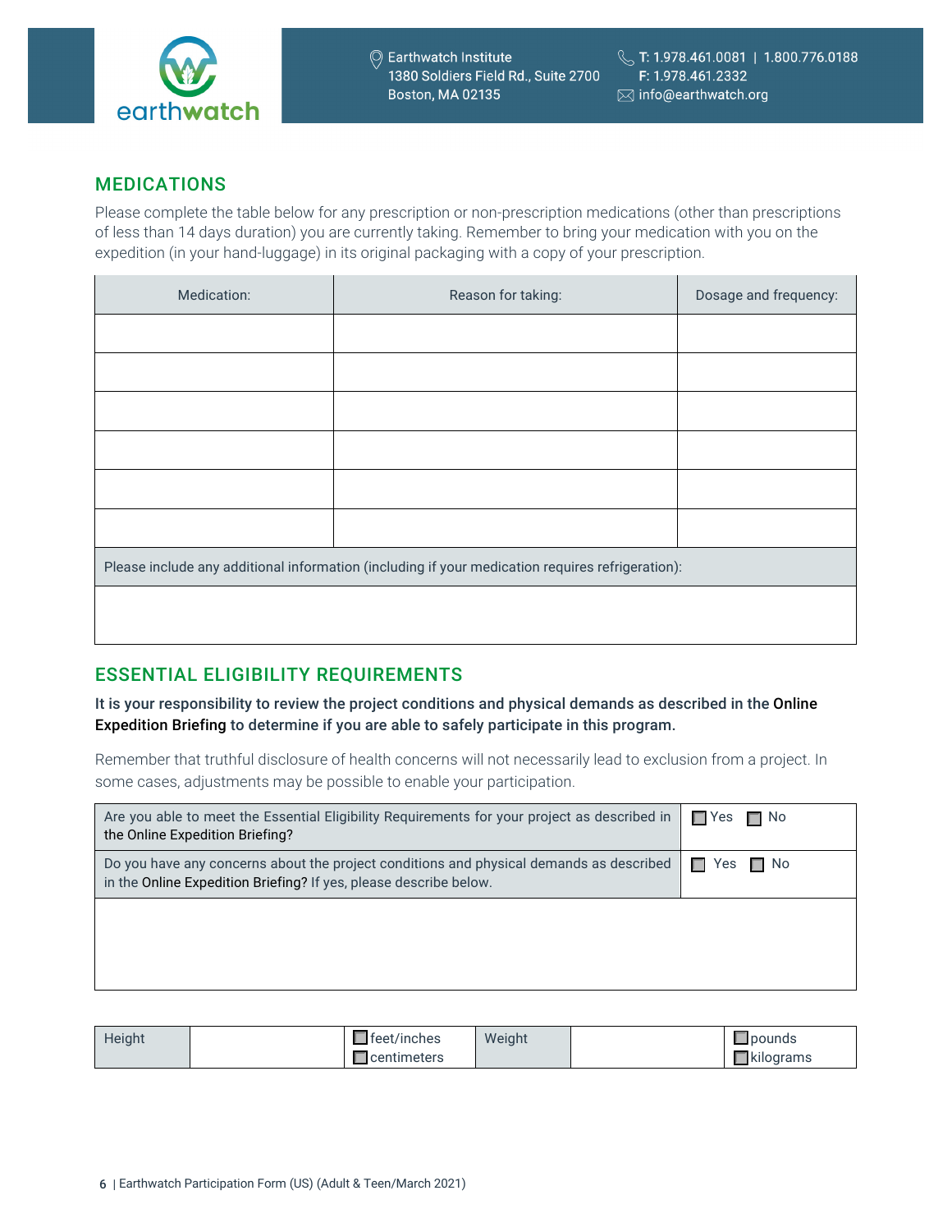## MEDICATIONS

Please complete the table below for any prescription or non-prescription medications (other than prescriptions of less than 14 days duration) you are currently taking. Remember to bring your medication with you on the expedition (in your hand-luggage) in its original packaging with a copy of your prescription.

| Medication: | Reason for taking: | Dosage and frequency: |
|---|---|---|
| | | |
| | | |
| | | |
| | | |
| | | |
| | | |

Please include any additional information (including if your medication requires refrigeration):

## ESSENTIAL ELIGIBILITY REQUIREMENTS

**It is your responsibility to review the project conditions and physical demands as described in the Online Expedition Briefing to determine if you are able to safely participate in this program.**

Remember that truthful disclosure of health concerns will not necessarily lead to exclusion from a project. In some cases, adjustments may be possible to enable your participation.

| Question | Answer |
|---|---|
| Are you able to meet the Essential Eligibility Requirements for your project as described in the Online Expedition Briefing? | ☐ Yes ☐ No |
| Do you have any concerns about the project conditions and physical demands as described in the Online Expedition Briefing? If yes, please describe below. | ☐ Yes ☐ No |

| Height | | ☐ feet/inches ☐ centimeters | Weight | | ☐ pounds ☐ kilograms |
|---|---|---|---|---|---|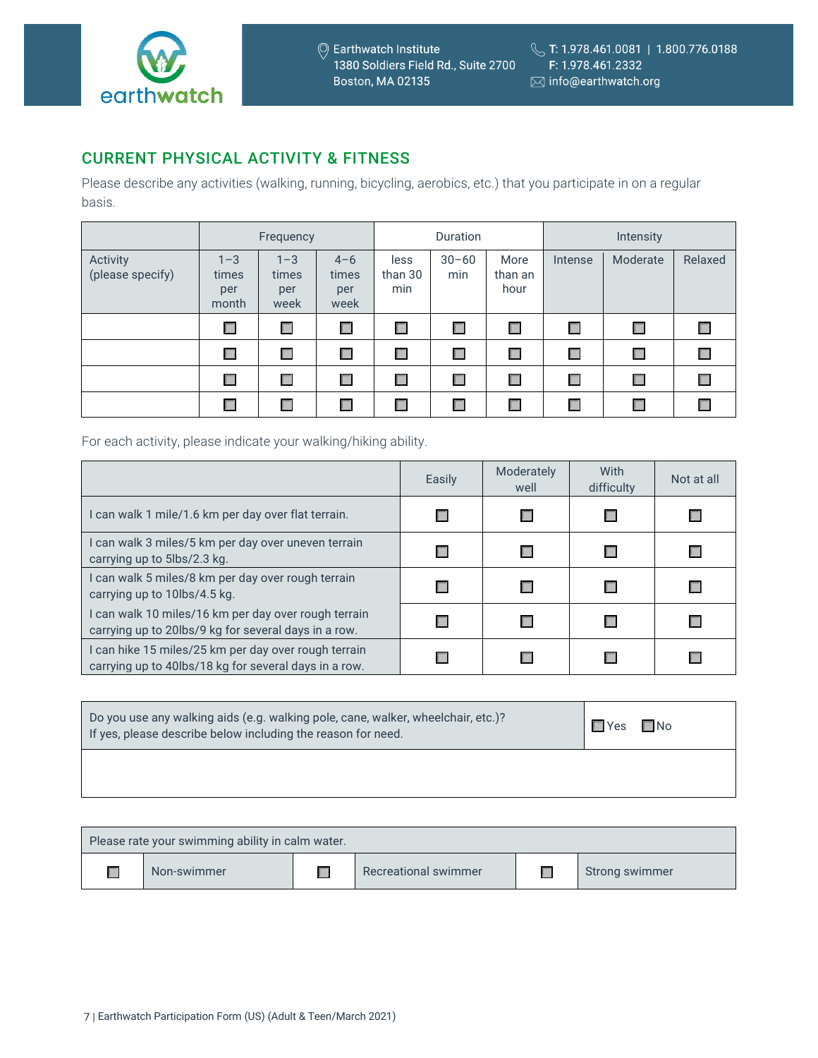## CURRENT PHYSICAL ACTIVITY & FITNESS

Please describe any activities (walking, running, bicycling, aerobics, etc.) that you participate in on a regular basis.

| | Frequency | | | Duration | | | Intensity | | |
|---|---|---|---|---|---|---|---|---|---|
| Activity (please specify) | 1–3 times per month | 1–3 times per week | 4–6 times per week | less than 30 min | 30–60 min | More than an hour | Intense | Moderate | Relaxed |
| | ☐ | ☐ | ☐ | ☐ | ☐ | ☐ | ☐ | ☐ | ☐ |
| | ☐ | ☐ | ☐ | ☐ | ☐ | ☐ | ☐ | ☐ | ☐ |
| | ☐ | ☐ | ☐ | ☐ | ☐ | ☐ | ☐ | ☐ | ☐ |
| | ☐ | ☐ | ☐ | ☐ | ☐ | ☐ | ☐ | ☐ | ☐ |

For each activity, please indicate your walking/hiking ability.

| | Easily | Moderately well | With difficulty | Not at all |
|---|---|---|---|---|
| I can walk 1 mile/1.6 km per day over flat terrain. | ☐ | ☐ | ☐ | ☐ |
| I can walk 3 miles/5 km per day over uneven terrain carrying up to 5lbs/2.3 kg. | ☐ | ☐ | ☐ | ☐ |
| I can walk 5 miles/8 km per day over rough terrain carrying up to 10lbs/4.5 kg. | ☐ | ☐ | ☐ | ☐ |
| I can walk 10 miles/16 km per day over rough terrain carrying up to 20lbs/9 kg for several days in a row. | ☐ | ☐ | ☐ | ☐ |
| I can hike 15 miles/25 km per day over rough terrain carrying up to 40lbs/18 kg for several days in a row. | ☐ | ☐ | ☐ | ☐ |

| Do you use any walking aids (e.g. walking pole, cane, walker, wheelchair, etc.)? If yes, please describe below including the reason for need. | ☐ Yes ☐ No |
|---|---|
| | |

| Please rate your swimming ability in calm water. | | | | | |
|---|---|---|---|---|---|
| ☐ | Non-swimmer | ☐ | Recreational swimmer | ☐ | Strong swimmer |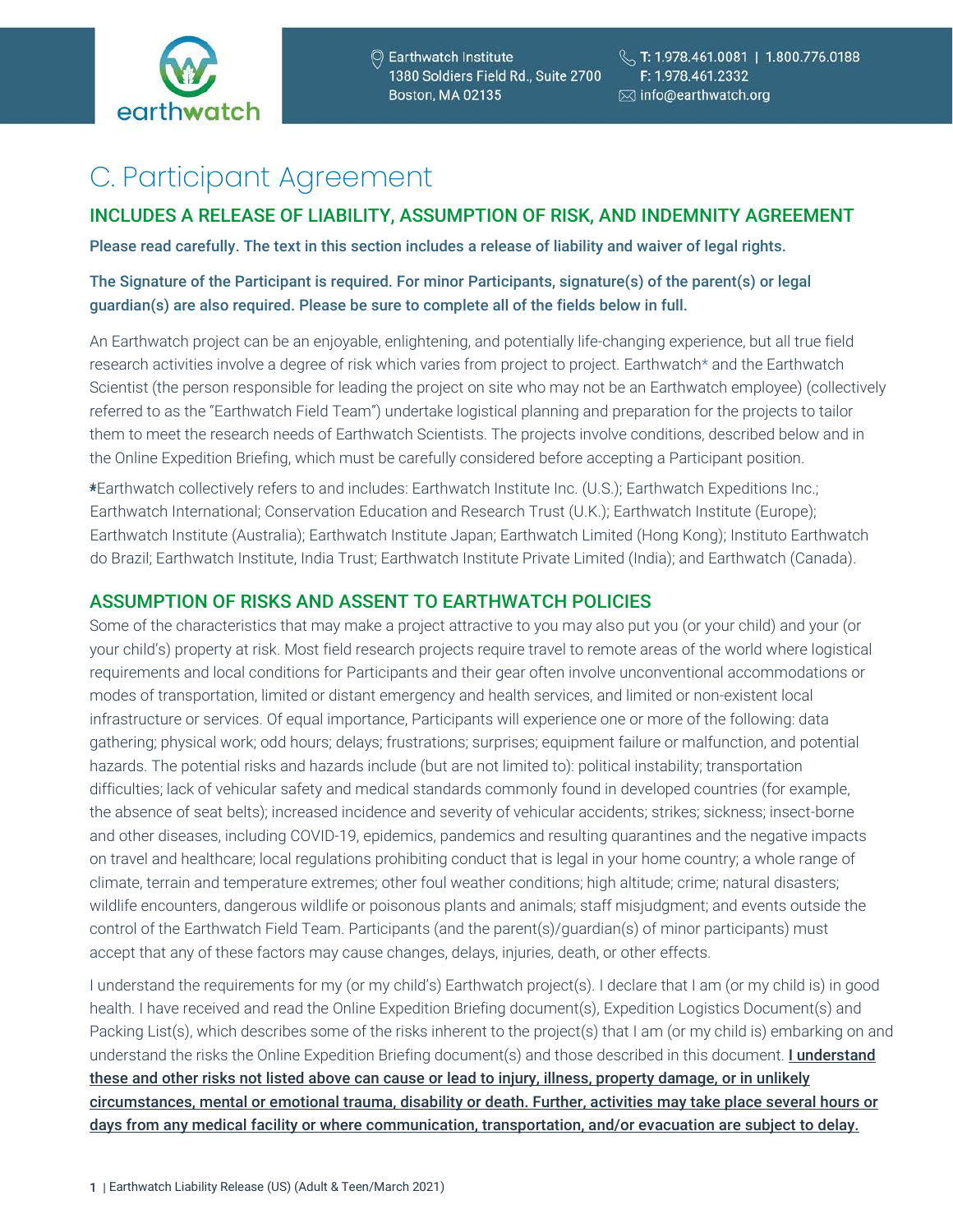# C. Participant Agreement

## INCLUDES A RELEASE OF LIABILITY, ASSUMPTION OF RISK, AND INDEMNITY AGREEMENT

**Please read carefully. The text in this section includes a release of liability and waiver of legal rights.**

**The Signature of the Participant is required. For minor Participants, signature(s) of the parent(s) or legal guardian(s) are also required. Please be sure to complete all of the fields below in full.**

An Earthwatch project can be an enjoyable, enlightening, and potentially life-changing experience, but all true field research activities involve a degree of risk which varies from project to project. Earthwatch* and the Earthwatch Scientist (the person responsible for leading the project on site who may not be an Earthwatch employee) (collectively referred to as the "Earthwatch Field Team") undertake logistical planning and preparation for the projects to tailor them to meet the research needs of Earthwatch Scientists. The projects involve conditions, described below and in the Online Expedition Briefing, which must be carefully considered before accepting a Participant position.

*Earthwatch collectively refers to and includes: Earthwatch Institute Inc. (U.S.); Earthwatch Expeditions Inc.; Earthwatch International; Conservation Education and Research Trust (U.K.); Earthwatch Institute (Europe); Earthwatch Institute (Australia); Earthwatch Institute Japan; Earthwatch Limited (Hong Kong); Instituto Earthwatch do Brazil; Earthwatch Institute, India Trust; Earthwatch Institute Private Limited (India); and Earthwatch (Canada).

## ASSUMPTION OF RISKS AND ASSENT TO EARTHWATCH POLICIES

Some of the characteristics that may make a project attractive to you may also put you (or your child) and your (or your child's) property at risk. Most field research projects require travel to remote areas of the world where logistical requirements and local conditions for Participants and their gear often involve unconventional accommodations or modes of transportation, limited or distant emergency and health services, and limited or non-existent local infrastructure or services. Of equal importance, Participants will experience one or more of the following: data gathering; physical work; odd hours; delays; frustrations; surprises; equipment failure or malfunction, and potential hazards. The potential risks and hazards include (but are not limited to): political instability; transportation difficulties; lack of vehicular safety and medical standards commonly found in developed countries (for example, the absence of seat belts); increased incidence and severity of vehicular accidents; strikes; sickness; insect-borne and other diseases, including COVID-19, epidemics, pandemics and resulting quarantines and the negative impacts on travel and healthcare; local regulations prohibiting conduct that is legal in your home country; a whole range of climate, terrain and temperature extremes; other foul weather conditions; high altitude; crime; natural disasters; wildlife encounters, dangerous wildlife or poisonous plants and animals; staff misjudgment; and events outside the control of the Earthwatch Field Team. Participants (and the parent(s)/guardian(s) of minor participants) must accept that any of these factors may cause changes, delays, injuries, death, or other effects.

I understand the requirements for my (or my child's) Earthwatch project(s). I declare that I am (or my child is) in good health. I have received and read the Online Expedition Briefing document(s), Expedition Logistics Document(s) and Packing List(s), which describes some of the risks inherent to the project(s) that I am (or my child is) embarking on and understand the risks the Online Expedition Briefing document(s) and those described in this document. **I understand these and other risks not listed above can cause or lead to injury, illness, property damage, or in unlikely circumstances, mental or emotional trauma, disability or death. Further, activities may take place several hours or days from any medical facility or where communication, transportation, and/or evacuation are subject to delay.**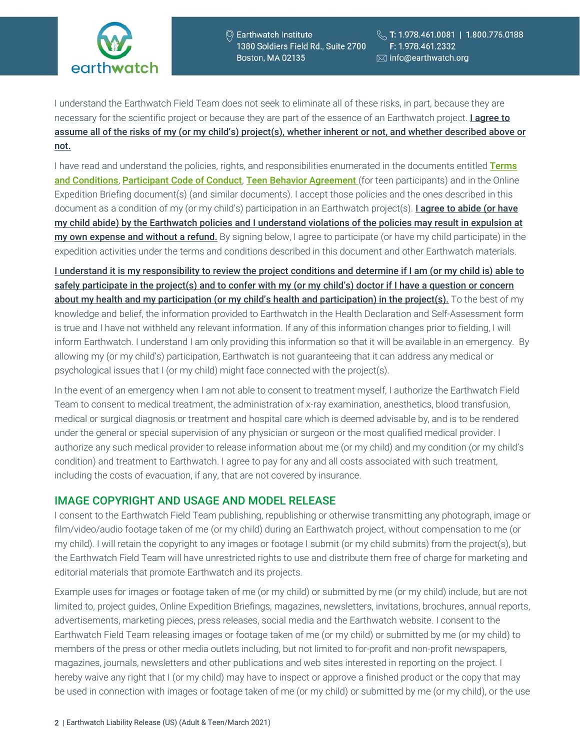I understand the Earthwatch Field Team does not seek to eliminate all of these risks, in part, because they are necessary for the scientific project or because they are part of the essence of an Earthwatch project. **I agree to assume all of the risks of my (or my child's) project(s), whether inherent or not, and whether described above or not.**

I have read and understand the policies, rights, and responsibilities enumerated in the documents entitled **Terms and Conditions**, **Participant Code of Conduct**, **Teen Behavior Agreement** (for teen participants) and in the Online Expedition Briefing document(s) (and similar documents). I accept those policies and the ones described in this document as a condition of my (or my child's) participation in an Earthwatch project(s). **I agree to abide (or have my child abide) by the Earthwatch policies and I understand violations of the policies may result in expulsion at my own expense and without a refund.** By signing below, I agree to participate (or have my child participate) in the expedition activities under the terms and conditions described in this document and other Earthwatch materials.

**I understand it is my responsibility to review the project conditions and determine if I am (or my child is) able to safely participate in the project(s) and to confer with my (or my child's) doctor if I have a question or concern about my health and my participation (or my child's health and participation) in the project(s).** To the best of my knowledge and belief, the information provided to Earthwatch in the Health Declaration and Self-Assessment form is true and I have not withheld any relevant information. If any of this information changes prior to fielding, I will inform Earthwatch. I understand I am only providing this information so that it will be available in an emergency. By allowing my (or my child's) participation, Earthwatch is not guaranteeing that it can address any medical or psychological issues that I (or my child) might face connected with the project(s).

In the event of an emergency when I am not able to consent to treatment myself, I authorize the Earthwatch Field Team to consent to medical treatment, the administration of x-ray examination, anesthetics, blood transfusion, medical or surgical diagnosis or treatment and hospital care which is deemed advisable by, and is to be rendered under the general or special supervision of any physician or surgeon or the most qualified medical provider. I authorize any such medical provider to release information about me (or my child) and my condition (or my child's condition) and treatment to Earthwatch. I agree to pay for any and all costs associated with such treatment, including the costs of evacuation, if any, that are not covered by insurance.

## IMAGE COPYRIGHT AND USAGE AND MODEL RELEASE

I consent to the Earthwatch Field Team publishing, republishing or otherwise transmitting any photograph, image or film/video/audio footage taken of me (or my child) during an Earthwatch project, without compensation to me (or my child). I will retain the copyright to any images or footage I submit (or my child submits) from the project(s), but the Earthwatch Field Team will have unrestricted rights to use and distribute them free of charge for marketing and editorial materials that promote Earthwatch and its projects.

Example uses for images or footage taken of me (or my child) or submitted by me (or my child) include, but are not limited to, project guides, Online Expedition Briefings, magazines, newsletters, invitations, brochures, annual reports, advertisements, marketing pieces, press releases, social media and the Earthwatch website. I consent to the Earthwatch Field Team releasing images or footage taken of me (or my child) or submitted by me (or my child) to members of the press or other media outlets including, but not limited to for-profit and non-profit newspapers, magazines, journals, newsletters and other publications and web sites interested in reporting on the project. I hereby waive any right that I (or my child) may have to inspect or approve a finished product or the copy that may be used in connection with images or footage taken of me (or my child) or submitted by me (or my child), or the use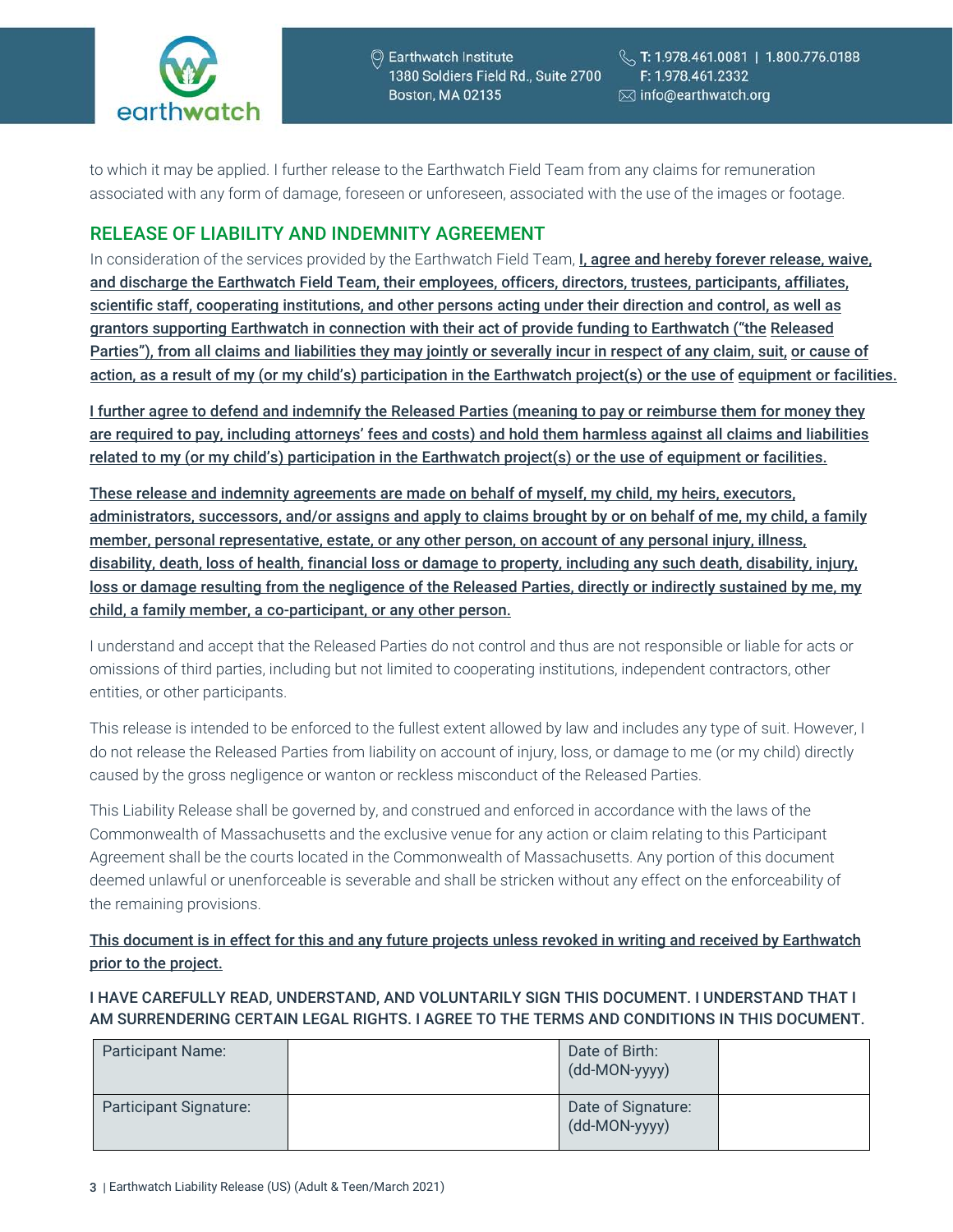to which it may be applied. I further release to the Earthwatch Field Team from any claims for remuneration associated with any form of damage, foreseen or unforeseen, associated with the use of the images or footage.

## RELEASE OF LIABILITY AND INDEMNITY AGREEMENT

In consideration of the services provided by the Earthwatch Field Team, **I, agree and hereby forever release, waive, and discharge the Earthwatch Field Team, their employees, officers, directors, trustees, participants, affiliates, scientific staff, cooperating institutions, and other persons acting under their direction and control, as well as grantors supporting Earthwatch in connection with their act of provide funding to Earthwatch ("the Released Parties"), from all claims and liabilities they may jointly or severally incur in respect of any claim, suit, or cause of action, as a result of my (or my child's) participation in the Earthwatch project(s) or the use of equipment or facilities.**

I further agree to defend and indemnify the Released Parties (meaning to pay or reimburse them for money they are required to pay, including attorneys' fees and costs) and hold them harmless against all claims and liabilities related to my (or my child's) participation in the Earthwatch project(s) or the use of equipment or facilities.

These release and indemnity agreements are made on behalf of myself, my child, my heirs, executors, administrators, successors, and/or assigns and apply to claims brought by or on behalf of me, my child, a family member, personal representative, estate, or any other person, on account of any personal injury, illness, disability, death, loss of health, financial loss or damage to property, including any such death, disability, injury, loss or damage resulting from the negligence of the Released Parties, directly or indirectly sustained by me, my child, a family member, a co-participant, or any other person.

I understand and accept that the Released Parties do not control and thus are not responsible or liable for acts or omissions of third parties, including but not limited to cooperating institutions, independent contractors, other entities, or other participants.

This release is intended to be enforced to the fullest extent allowed by law and includes any type of suit. However, I do not release the Released Parties from liability on account of injury, loss, or damage to me (or my child) directly caused by the gross negligence or wanton or reckless misconduct of the Released Parties.

This Liability Release shall be governed by, and construed and enforced in accordance with the laws of the Commonwealth of Massachusetts and the exclusive venue for any action or claim relating to this Participant Agreement shall be the courts located in the Commonwealth of Massachusetts. Any portion of this document deemed unlawful or unenforceable is severable and shall be stricken without any effect on the enforceability of the remaining provisions.

This document is in effect for this and any future projects unless revoked in writing and received by Earthwatch prior to the project.

I HAVE CAREFULLY READ, UNDERSTAND, AND VOLUNTARILY SIGN THIS DOCUMENT. I UNDERSTAND THAT I AM SURRENDERING CERTAIN LEGAL RIGHTS. I AGREE TO THE TERMS AND CONDITIONS IN THIS DOCUMENT.

| Participant Name: | | Date of Birth: (dd-MON-yyyy) | |
|---|---|---|---|
| Participant Signature: | | Date of Signature: (dd-MON-yyyy) | |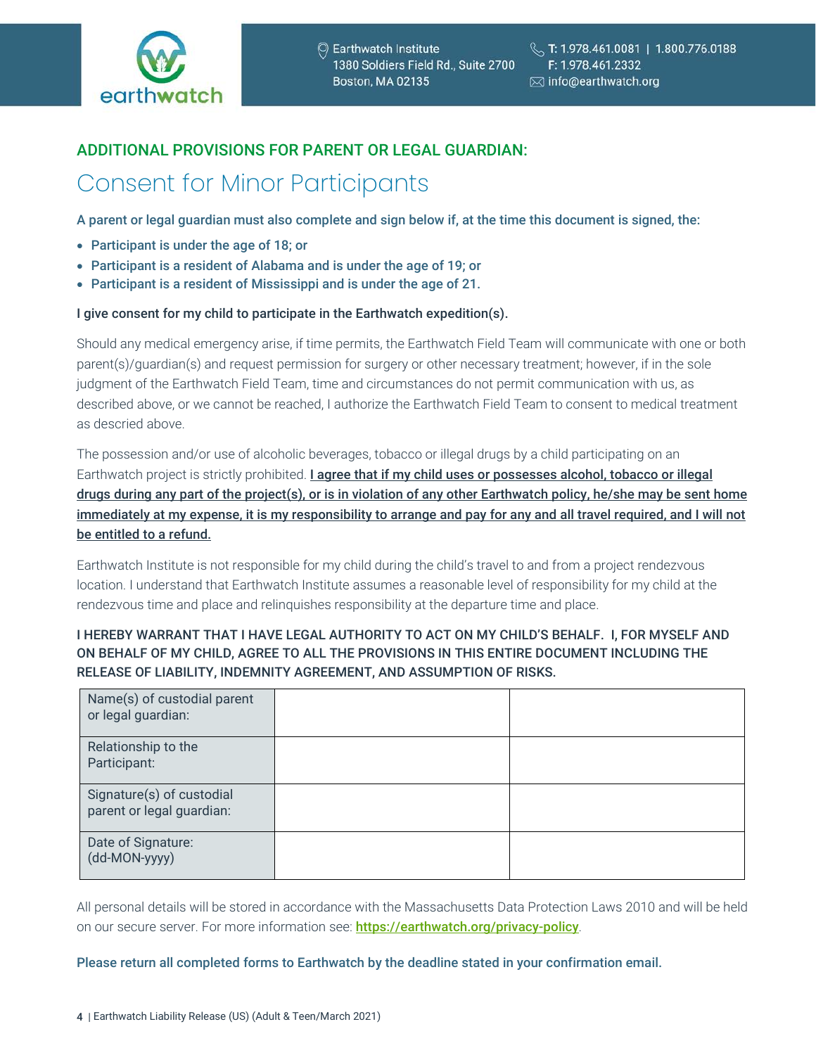## ADDITIONAL PROVISIONS FOR PARENT OR LEGAL GUARDIAN:

# Consent for Minor Participants

**A parent or legal guardian must also complete and sign below if, at the time this document is signed, the:**

- **Participant is under the age of 18; or**
- **Participant is a resident of Alabama and is under the age of 19; or**
- **Participant is a resident of Mississippi and is under the age of 21.**

**I give consent for my child to participate in the Earthwatch expedition(s).**

Should any medical emergency arise, if time permits, the Earthwatch Field Team will communicate with one or both parent(s)/guardian(s) and request permission for surgery or other necessary treatment; however, if in the sole judgment of the Earthwatch Field Team, time and circumstances do not permit communication with us, as described above, or we cannot be reached, I authorize the Earthwatch Field Team to consent to medical treatment as descried above.

The possession and/or use of alcoholic beverages, tobacco or illegal drugs by a child participating on an Earthwatch project is strictly prohibited. **I agree that if my child uses or possesses alcohol, tobacco or illegal drugs during any part of the project(s), or is in violation of any other Earthwatch policy, he/she may be sent home immediately at my expense, it is my responsibility to arrange and pay for any and all travel required, and I will not be entitled to a refund.**

Earthwatch Institute is not responsible for my child during the child's travel to and from a project rendezvous location. I understand that Earthwatch Institute assumes a reasonable level of responsibility for my child at the rendezvous time and place and relinquishes responsibility at the departure time and place.

**I HEREBY WARRANT THAT I HAVE LEGAL AUTHORITY TO ACT ON MY CHILD'S BEHALF. I, FOR MYSELF AND ON BEHALF OF MY CHILD, AGREE TO ALL THE PROVISIONS IN THIS ENTIRE DOCUMENT INCLUDING THE RELEASE OF LIABILITY, INDEMNITY AGREEMENT, AND ASSUMPTION OF RISKS.**

| | | |
|---|---|---|
| Name(s) of custodial parent or legal guardian: | | |
| Relationship to the Participant: | | |
| Signature(s) of custodial parent or legal guardian: | | |
| Date of Signature: (dd-MON-yyyy) | | |

All personal details will be stored in accordance with the Massachusetts Data Protection Laws 2010 and will be held on our secure server. For more information see: **https://earthwatch.org/privacy-policy**.

**Please return all completed forms to Earthwatch by the deadline stated in your confirmation email.**